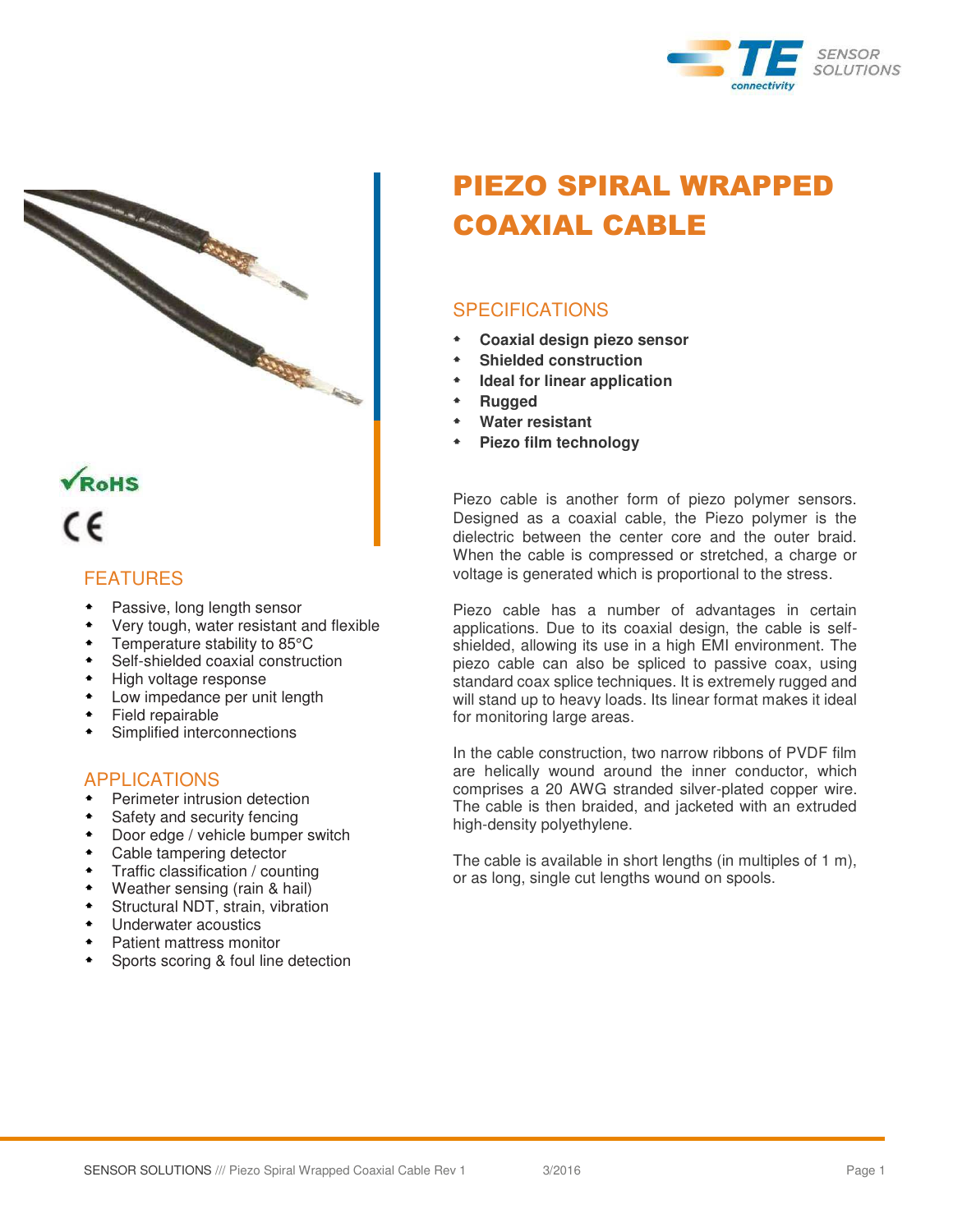# PIEZO SPIRAL WRAPPED COAXIAL CABLE

## SPECIFICATIONS

- **Coaxial design piezo sensor**
- **Shielded construction**
- **Ideal for linear application**
- **Rugged**
- **Water resistant**
- **Piezo film technology**

Piezo cable is another form of piezo polymer sensors. Designed as a coaxial cable, the Piezo polymer is the dielectric between the center core and the outer braid. When the cable is compressed or stretched, a charge or voltage is generated which is proportional to the stress.

Piezo cable has a number of advantages in certain applications. Due to its coaxial design, the cable is self-shielded, allowing its use in a high EMI environment. The piezo cable can also be spliced to passive coax, using standard coax splice techniques. It is extremely rugged and will stand up to heavy loads. Its linear format makes it ideal for monitoring large areas.

In the cable construction, two narrow ribbons of PVDF film are helically wound around the inner conductor, which comprises a 20 AWG stranded silver-plated copper wire. The cable is then braided, and jacketed with an extruded high-density polyethylene.

The cable is available in short lengths (in multiples of 1 m), or as long, single cut lengths wound on spools.

RoHS

CE

## FEATURES

- Passive, long length sensor
- Very tough, water resistant and flexible
- Temperature stability to 85°C
- Self-shielded coaxial construction
- High voltage response
- Low impedance per unit length
- Field repairable
- Simplified interconnections

## APPLICATIONS

- Perimeter intrusion detection
- Safety and security fencing
- Door edge / vehicle bumper switch
- Cable tampering detector
- Traffic classification / counting
- Weather sensing (rain & hail)
- Structural NDT, strain, vibration
- Underwater acoustics
- Patient mattress monitor
- Sports scoring & foul line detection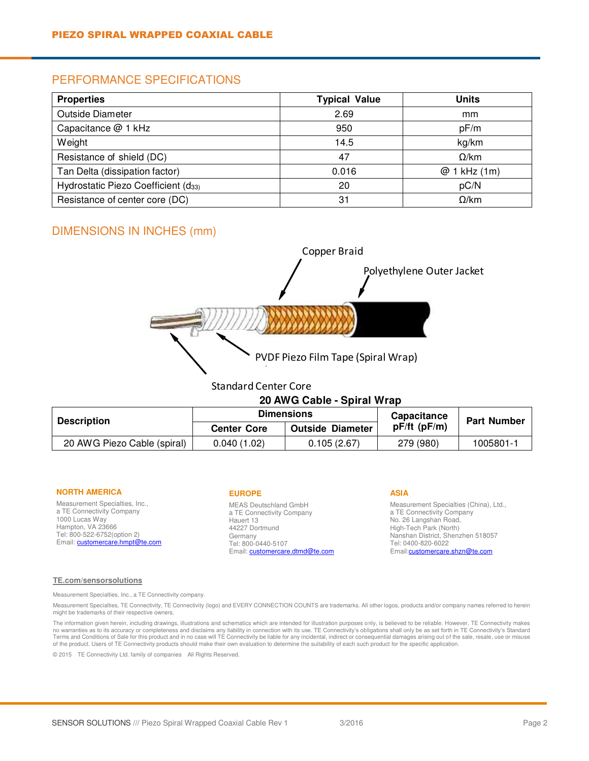## PERFORMANCE SPECIFICATIONS

| Properties | Typical Value | Units |
|---|---|---|
| Outside Diameter | 2.69 | mm |
| Capacitance @ 1 kHz | 950 | pF/m |
| Weight | 14.5 | kg/km |
| Resistance of shield (DC) | 47 | Ω/km |
| Tan Delta (dissipation factor) | 0.016 | @ 1 kHz (1m) |
| Hydrostatic Piezo Coefficient ($d_{33}$) | 20 | pC/N |
| Resistance of center core (DC) | 31 | Ω/km |

## DIMENSIONS IN INCHES (mm)

Copper Braid

Polyethylene Outer Jacket

PVDF Piezo Film Tape (Spiral Wrap)

Standard Center Core

**20 AWG Cable - Spiral Wrap**

| Description | Dimensions | | Capacitance pF/ft (pF/m) | Part Number |
|---|---|---|---|---|
| | Center Core | Outside Diameter | | |
| 20 AWG Piezo Cable (spiral) | 0.040 (1.02) | 0.105 (2.67) | 279 (980) | 1005801-1 |

**NORTH AMERICA**

Measurement Specialties, Inc.,
a TE Connectivity Company
1000 Lucas Way
Hampton, VA 23666
Tel: 800-522-6752(option 2)
Email: customercare.hmpt@te.com

**EUROPE**

MEAS Deutschland GmbH
a TE Connectivity Company
Hauert 13
44227 Dortmund
Germany
Tel: 800-0440-5107
Email: customercare.dtmd@te.com

**ASIA**

Measurement Specialties (China), Ltd.,
a TE Connectivity Company
No. 26 Langshan Road,
High-Tech Park (North)
Nanshan District, Shenzhen 518057
Tel: 0400-820-6022
Email:customercare.shzn@te.com

**TE.com/sensorsolutions**

Measurement Specialties, Inc., a TE Connectivity company.

Measurement Specialties, TE Connectivity, TE Connectivity (logo) and EVERY CONNECTION COUNTS are trademarks. All other logos, products and/or company names referred to herein might be trademarks of their respective owners.

The information given herein, including drawings, illustrations and schematics which are intended for illustration purposes only, is believed to be reliable. However, TE Connectivity makes no warranties as to its accuracy or completeness and disclaims any liability in connection with its use. TE Connectivity's obligations shall only be as set forth in TE Connectivity's Standard Terms and Conditions of Sale for this product and in no case will TE Connectivity be liable for any incidental, indirect or consequential damages arising out of the sale, resale, use or misuse of the product. Users of TE Connectivity products should make their own evaluation to determine the suitability of each such product for the specific application.

© 2015 TE Connectivity Ltd. family of companies All Rights Reserved.